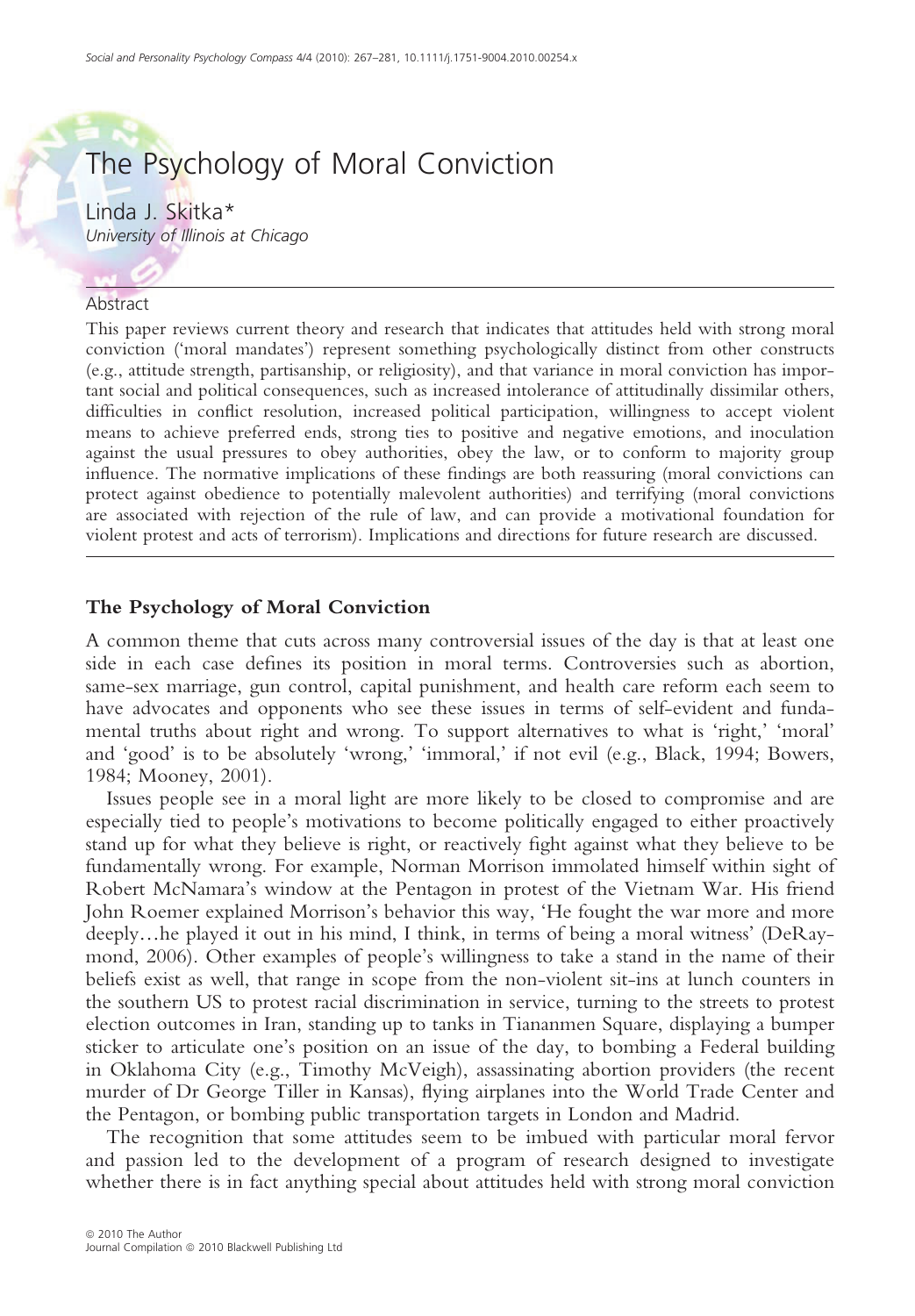# The Psychology of Moral Conviction

Linda J. Skitka*

*University of Illinois at Chicago*

## Abstract

This paper reviews current theory and research that indicates that attitudes held with strong moral conviction ('moral mandates') represent something psychologically distinct from other constructs (e.g., attitude strength, partisanship, or religiosity), and that variance in moral conviction has important social and political consequences, such as increased intolerance of attitudinally dissimilar others, difficulties in conflict resolution, increased political participation, willingness to accept violent means to achieve preferred ends, strong ties to positive and negative emotions, and inoculation against the usual pressures to obey authorities, obey the law, or to conform to majority group influence. The normative implications of these findings are both reassuring (moral convictions can protect against obedience to potentially malevolent authorities) and terrifying (moral convictions are associated with rejection of the rule of law, and can provide a motivational foundation for violent protest and acts of terrorism). Implications and directions for future research are discussed.

## The Psychology of Moral Conviction

A common theme that cuts across many controversial issues of the day is that at least one side in each case defines its position in moral terms. Controversies such as abortion, same-sex marriage, gun control, capital punishment, and health care reform each seem to have advocates and opponents who see these issues in terms of self-evident and fundamental truths about right and wrong. To support alternatives to what is 'right,' 'moral' and 'good' is to be absolutely 'wrong,' 'immoral,' if not evil (e.g., Black, 1994; Bowers, 1984; Mooney, 2001).

Issues people see in a moral light are more likely to be closed to compromise and are especially tied to people's motivations to become politically engaged to either proactively stand up for what they believe is right, or reactively fight against what they believe to be fundamentally wrong. For example, Norman Morrison immolated himself within sight of Robert McNamara's window at the Pentagon in protest of the Vietnam War. His friend John Roemer explained Morrison's behavior this way, 'He fought the war more and more deeply…he played it out in his mind, I think, in terms of being a moral witness' (DeRaymond, 2006). Other examples of people's willingness to take a stand in the name of their beliefs exist as well, that range in scope from the non-violent sit-ins at lunch counters in the southern US to protest racial discrimination in service, turning to the streets to protest election outcomes in Iran, standing up to tanks in Tiananmen Square, displaying a bumper sticker to articulate one's position on an issue of the day, to bombing a Federal building in Oklahoma City (e.g., Timothy McVeigh), assassinating abortion providers (the recent murder of Dr George Tiller in Kansas), flying airplanes into the World Trade Center and the Pentagon, or bombing public transportation targets in London and Madrid.

The recognition that some attitudes seem to be imbued with particular moral fervor and passion led to the development of a program of research designed to investigate whether there is in fact anything special about attitudes held with strong moral conviction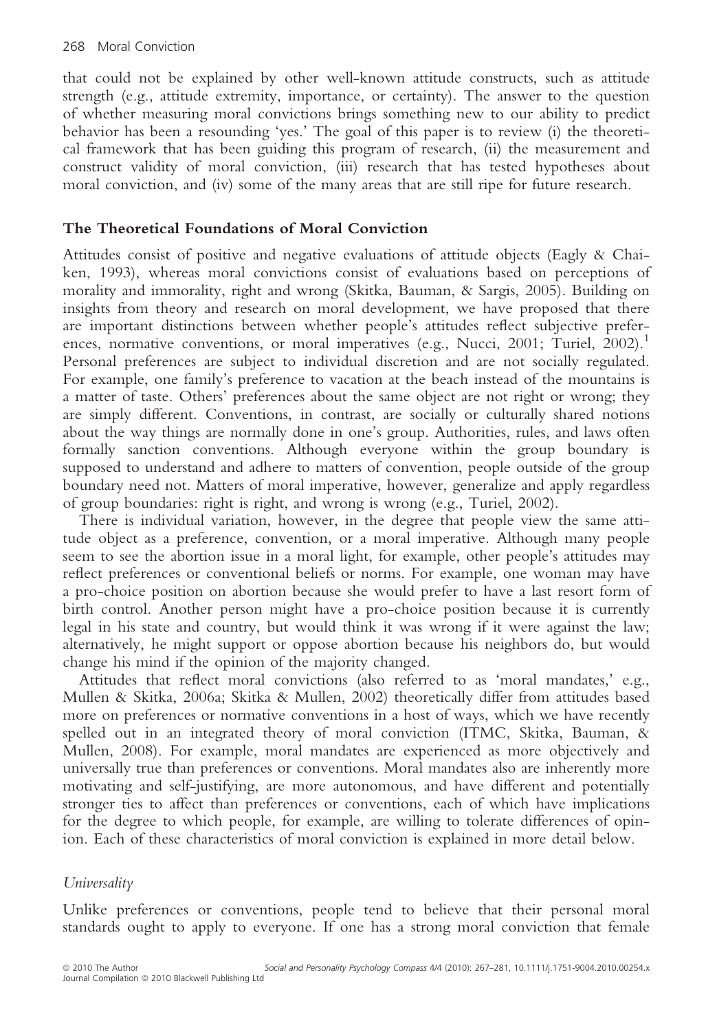that could not be explained by other well-known attitude constructs, such as attitude strength (e.g., attitude extremity, importance, or certainty). The answer to the question of whether measuring moral convictions brings something new to our ability to predict behavior has been a resounding 'yes.' The goal of this paper is to review (i) the theoretical framework that has been guiding this program of research, (ii) the measurement and construct validity of moral conviction, (iii) research that has tested hypotheses about moral conviction, and (iv) some of the many areas that are still ripe for future research.

## The Theoretical Foundations of Moral Conviction

Attitudes consist of positive and negative evaluations of attitude objects (Eagly & Chaiken, 1993), whereas moral convictions consist of evaluations based on perceptions of morality and immorality, right and wrong (Skitka, Bauman, & Sargis, 2005). Building on insights from theory and research on moral development, we have proposed that there are important distinctions between whether people's attitudes reflect subjective preferences, normative conventions, or moral imperatives (e.g., Nucci, 2001; Turiel, 2002).[1] Personal preferences are subject to individual discretion and are not socially regulated. For example, one family's preference to vacation at the beach instead of the mountains is a matter of taste. Others' preferences about the same object are not right or wrong; they are simply different. Conventions, in contrast, are socially or culturally shared notions about the way things are normally done in one's group. Authorities, rules, and laws often formally sanction conventions. Although everyone within the group boundary is supposed to understand and adhere to matters of convention, people outside of the group boundary need not. Matters of moral imperative, however, generalize and apply regardless of group boundaries: right is right, and wrong is wrong (e.g., Turiel, 2002).

There is individual variation, however, in the degree that people view the same attitude object as a preference, convention, or a moral imperative. Although many people seem to see the abortion issue in a moral light, for example, other people's attitudes may reflect preferences or conventional beliefs or norms. For example, one woman may have a pro-choice position on abortion because she would prefer to have a last resort form of birth control. Another person might have a pro-choice position because it is currently legal in his state and country, but would think it was wrong if it were against the law; alternatively, he might support or oppose abortion because his neighbors do, but would change his mind if the opinion of the majority changed.

Attitudes that reflect moral convictions (also referred to as 'moral mandates,' e.g., Mullen & Skitka, 2006a; Skitka & Mullen, 2002) theoretically differ from attitudes based more on preferences or normative conventions in a host of ways, which we have recently spelled out in an integrated theory of moral conviction (ITMC, Skitka, Bauman, & Mullen, 2008). For example, moral mandates are experienced as more objectively and universally true than preferences or conventions. Moral mandates also are inherently more motivating and self-justifying, are more autonomous, and have different and potentially stronger ties to affect than preferences or conventions, each of which have implications for the degree to which people, for example, are willing to tolerate differences of opinion. Each of these characteristics of moral conviction is explained in more detail below.

### *Universality*

Unlike preferences or conventions, people tend to believe that their personal moral standards ought to apply to everyone. If one has a strong moral conviction that female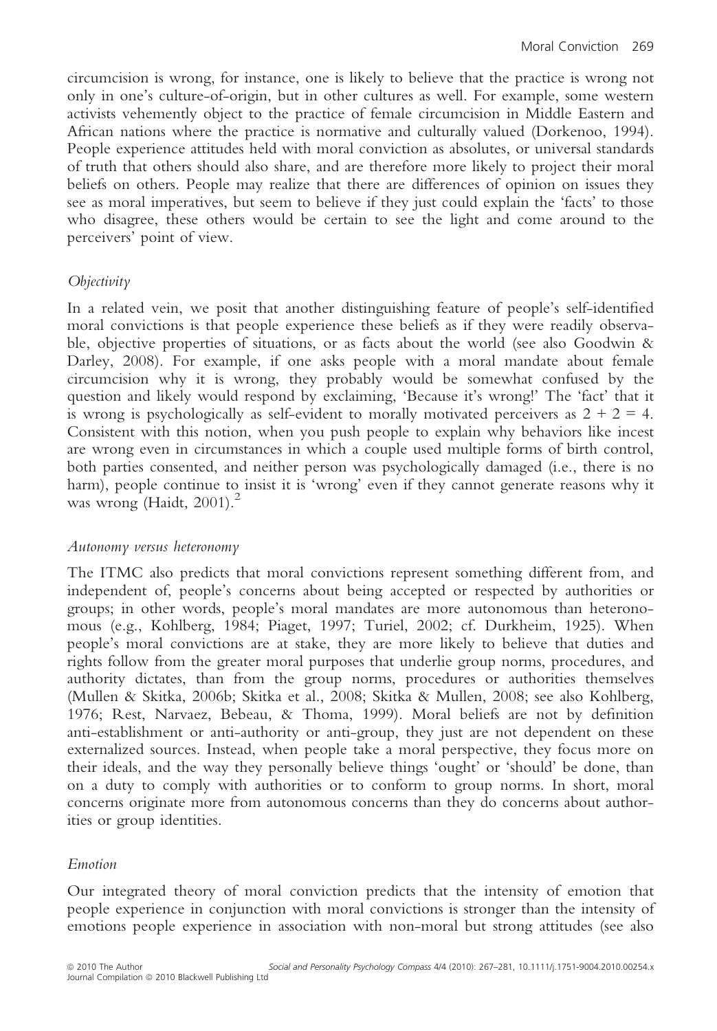circumcision is wrong, for instance, one is likely to believe that the practice is wrong not only in one's culture-of-origin, but in other cultures as well. For example, some western activists vehemently object to the practice of female circumcision in Middle Eastern and African nations where the practice is normative and culturally valued (Dorkenoo, 1994). People experience attitudes held with moral conviction as absolutes, or universal standards of truth that others should also share, and are therefore more likely to project their moral beliefs on others. People may realize that there are differences of opinion on issues they see as moral imperatives, but seem to believe if they just could explain the 'facts' to those who disagree, these others would be certain to see the light and come around to the perceivers' point of view.

### *Objectivity*

In a related vein, we posit that another distinguishing feature of people's self-identified moral convictions is that people experience these beliefs as if they were readily observable, objective properties of situations, or as facts about the world (see also Goodwin & Darley, 2008). For example, if one asks people with a moral mandate about female circumcision why it is wrong, they probably would be somewhat confused by the question and likely would respond by exclaiming, 'Because it's wrong!' The 'fact' that it is wrong is psychologically as self-evident to morally motivated perceivers as $2 + 2 = 4$. Consistent with this notion, when you push people to explain why behaviors like incest are wrong even in circumstances in which a couple used multiple forms of birth control, both parties consented, and neither person was psychologically damaged (i.e., there is no harm), people continue to insist it is 'wrong' even if they cannot generate reasons why it was wrong (Haidt, 2001).[2]

### *Autonomy versus heteronomy*

The ITMC also predicts that moral convictions represent something different from, and independent of, people's concerns about being accepted or respected by authorities or groups; in other words, people's moral mandates are more autonomous than heteronomous (e.g., Kohlberg, 1984; Piaget, 1997; Turiel, 2002; cf. Durkheim, 1925). When people's moral convictions are at stake, they are more likely to believe that duties and rights follow from the greater moral purposes that underlie group norms, procedures, and authority dictates, than from the group norms, procedures or authorities themselves (Mullen & Skitka, 2006b; Skitka et al., 2008; Skitka & Mullen, 2008; see also Kohlberg, 1976; Rest, Narvaez, Bebeau, & Thoma, 1999). Moral beliefs are not by definition anti-establishment or anti-authority or anti-group, they just are not dependent on these externalized sources. Instead, when people take a moral perspective, they focus more on their ideals, and the way they personally believe things 'ought' or 'should' be done, than on a duty to comply with authorities or to conform to group norms. In short, moral concerns originate more from autonomous concerns than they do concerns about authorities or group identities.

### *Emotion*

Our integrated theory of moral conviction predicts that the intensity of emotion that people experience in conjunction with moral convictions is stronger than the intensity of emotions people experience in association with non-moral but strong attitudes (see also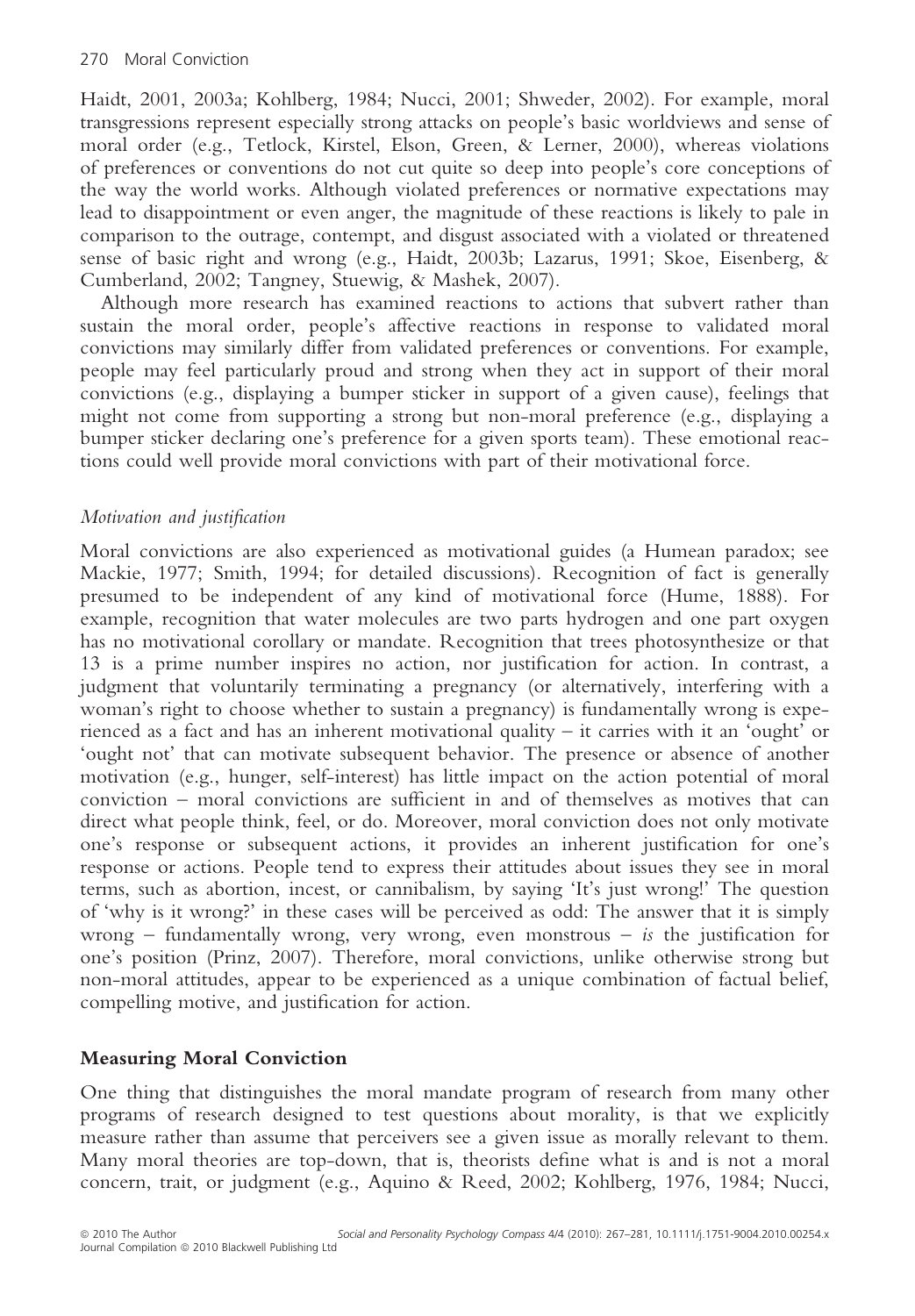Haidt, 2001, 2003a; Kohlberg, 1984; Nucci, 2001; Shweder, 2002). For example, moral transgressions represent especially strong attacks on people's basic worldviews and sense of moral order (e.g., Tetlock, Kirstel, Elson, Green, & Lerner, 2000), whereas violations of preferences or conventions do not cut quite so deep into people's core conceptions of the way the world works. Although violated preferences or normative expectations may lead to disappointment or even anger, the magnitude of these reactions is likely to pale in comparison to the outrage, contempt, and disgust associated with a violated or threatened sense of basic right and wrong (e.g., Haidt, 2003b; Lazarus, 1991; Skoe, Eisenberg, & Cumberland, 2002; Tangney, Stuewig, & Mashek, 2007).

Although more research has examined reactions to actions that subvert rather than sustain the moral order, people's affective reactions in response to validated moral convictions may similarly differ from validated preferences or conventions. For example, people may feel particularly proud and strong when they act in support of their moral convictions (e.g., displaying a bumper sticker in support of a given cause), feelings that might not come from supporting a strong but non-moral preference (e.g., displaying a bumper sticker declaring one's preference for a given sports team). These emotional reactions could well provide moral convictions with part of their motivational force.

### *Motivation and justification*

Moral convictions are also experienced as motivational guides (a Humean paradox; see Mackie, 1977; Smith, 1994; for detailed discussions). Recognition of fact is generally presumed to be independent of any kind of motivational force (Hume, 1888). For example, recognition that water molecules are two parts hydrogen and one part oxygen has no motivational corollary or mandate. Recognition that trees photosynthesize or that 13 is a prime number inspires no action, nor justification for action. In contrast, a judgment that voluntarily terminating a pregnancy (or alternatively, interfering with a woman's right to choose whether to sustain a pregnancy) is fundamentally wrong is experienced as a fact and has an inherent motivational quality – it carries with it an 'ought' or 'ought not' that can motivate subsequent behavior. The presence or absence of another motivation (e.g., hunger, self-interest) has little impact on the action potential of moral conviction – moral convictions are sufficient in and of themselves as motives that can direct what people think, feel, or do. Moreover, moral conviction does not only motivate one's response or subsequent actions, it provides an inherent justification for one's response or actions. People tend to express their attitudes about issues they see in moral terms, such as abortion, incest, or cannibalism, by saying 'It's just wrong!' The question of 'why is it wrong?' in these cases will be perceived as odd: The answer that it is simply wrong – fundamentally wrong, very wrong, even monstrous – *is* the justification for one's position (Prinz, 2007). Therefore, moral convictions, unlike otherwise strong but non-moral attitudes, appear to be experienced as a unique combination of factual belief, compelling motive, and justification for action.

## **Measuring Moral Conviction**

One thing that distinguishes the moral mandate program of research from many other programs of research designed to test questions about morality, is that we explicitly measure rather than assume that perceivers see a given issue as morally relevant to them. Many moral theories are top-down, that is, theorists define what is and is not a moral concern, trait, or judgment (e.g., Aquino & Reed, 2002; Kohlberg, 1976, 1984; Nucci,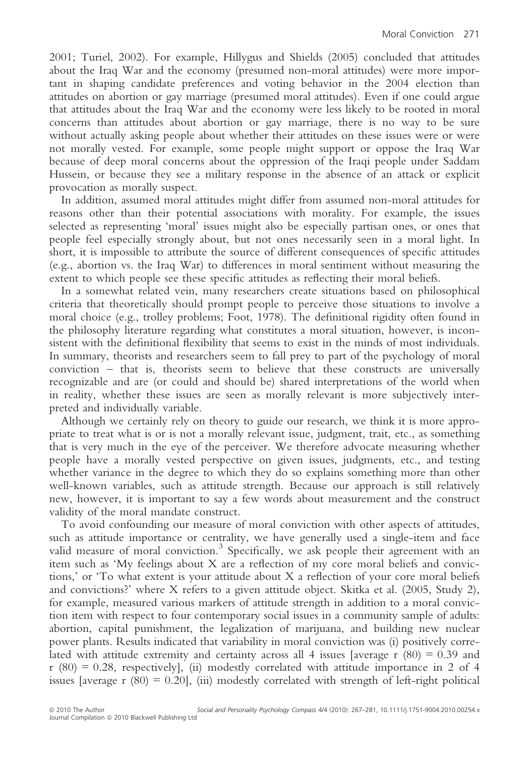2001; Turiel, 2002). For example, Hillygus and Shields (2005) concluded that attitudes about the Iraq War and the economy (presumed non-moral attitudes) were more important in shaping candidate preferences and voting behavior in the 2004 election than attitudes on abortion or gay marriage (presumed moral attitudes). Even if one could argue that attitudes about the Iraq War and the economy were less likely to be rooted in moral concerns than attitudes about abortion or gay marriage, there is no way to be sure without actually asking people about whether their attitudes on these issues were or were not morally vested. For example, some people might support or oppose the Iraq War because of deep moral concerns about the oppression of the Iraqi people under Saddam Hussein, or because they see a military response in the absence of an attack or explicit provocation as morally suspect.

In addition, assumed moral attitudes might differ from assumed non-moral attitudes for reasons other than their potential associations with morality. For example, the issues selected as representing 'moral' issues might also be especially partisan ones, or ones that people feel especially strongly about, but not ones necessarily seen in a moral light. In short, it is impossible to attribute the source of different consequences of specific attitudes (e.g., abortion vs. the Iraq War) to differences in moral sentiment without measuring the extent to which people see these specific attitudes as reflecting their moral beliefs.

In a somewhat related vein, many researchers create situations based on philosophical criteria that theoretically should prompt people to perceive those situations to involve a moral choice (e.g., trolley problems; Foot, 1978). The definitional rigidity often found in the philosophy literature regarding what constitutes a moral situation, however, is inconsistent with the definitional flexibility that seems to exist in the minds of most individuals. In summary, theorists and researchers seem to fall prey to part of the psychology of moral conviction – that is, theorists seem to believe that these constructs are universally recognizable and are (or could and should be) shared interpretations of the world when in reality, whether these issues are seen as morally relevant is more subjectively interpreted and individually variable.

Although we certainly rely on theory to guide our research, we think it is more appropriate to treat what is or is not a morally relevant issue, judgment, trait, etc., as something that is very much in the eye of the perceiver. We therefore advocate measuring whether people have a morally vested perspective on given issues, judgments, etc., and testing whether variance in the degree to which they do so explains something more than other well-known variables, such as attitude strength. Because our approach is still relatively new, however, it is important to say a few words about measurement and the construct validity of the moral mandate construct.

To avoid confounding our measure of moral conviction with other aspects of attitudes, such as attitude importance or centrality, we have generally used a single-item and face valid measure of moral conviction.[3] Specifically, we ask people their agreement with an item such as 'My feelings about X are a reflection of my core moral beliefs and convictions,' or 'To what extent is your attitude about X a reflection of your core moral beliefs and convictions?' where X refers to a given attitude object. Skitka et al. (2005, Study 2), for example, measured various markers of attitude strength in addition to a moral conviction item with respect to four contemporary social issues in a community sample of adults: abortion, capital punishment, the legalization of marijuana, and building new nuclear power plants. Results indicated that variability in moral conviction was (i) positively correlated with attitude extremity and certainty across all 4 issues [average $r(80) = 0.39$ and $r(80) = 0.28$, respectively], (ii) modestly correlated with attitude importance in 2 of 4 issues [average $r(80) = 0.20$], (iii) modestly correlated with strength of left-right political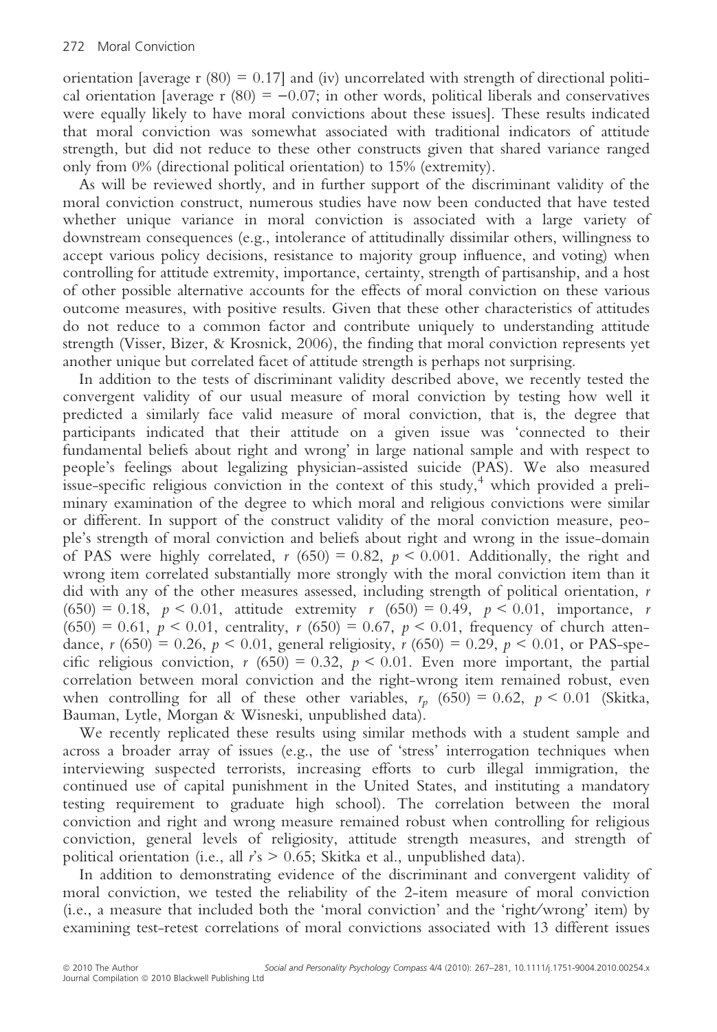orientation [average r $(80) = 0.17$] and (iv) uncorrelated with strength of directional political orientation [average r $(80) = -0.07$; in other words, political liberals and conservatives were equally likely to have moral convictions about these issues]. These results indicated that moral conviction was somewhat associated with traditional indicators of attitude strength, but did not reduce to these other constructs given that shared variance ranged only from 0% (directional political orientation) to 15% (extremity).

As will be reviewed shortly, and in further support of the discriminant validity of the moral conviction construct, numerous studies have now been conducted that have tested whether unique variance in moral conviction is associated with a large variety of downstream consequences (e.g., intolerance of attitudinally dissimilar others, willingness to accept various policy decisions, resistance to majority group influence, and voting) when controlling for attitude extremity, importance, certainty, strength of partisanship, and a host of other possible alternative accounts for the effects of moral conviction on these various outcome measures, with positive results. Given that these other characteristics of attitudes do not reduce to a common factor and contribute uniquely to understanding attitude strength (Visser, Bizer, & Krosnick, 2006), the finding that moral conviction represents yet another unique but correlated facet of attitude strength is perhaps not surprising.

In addition to the tests of discriminant validity described above, we recently tested the convergent validity of our usual measure of moral conviction by testing how well it predicted a similarly face valid measure of moral conviction, that is, the degree that participants indicated that their attitude on a given issue was 'connected to their fundamental beliefs about right and wrong' in large national sample and with respect to people's feelings about legalizing physician-assisted suicide (PAS). We also measured issue-specific religious conviction in the context of this study,[4] which provided a preliminary examination of the degree to which moral and religious convictions were similar or different. In support of the construct validity of the moral conviction measure, people's strength of moral conviction and beliefs about right and wrong in the issue-domain of PAS were highly correlated, $r\ (650) = 0.82$, $p < 0.001$. Additionally, the right and wrong item correlated substantially more strongly with the moral conviction item than it did with any of the other measures assessed, including strength of political orientation, $r\ (650) = 0.18$, $p < 0.01$, attitude extremity $r\ (650) = 0.49$, $p < 0.01$, importance, $r\ (650) = 0.61$, $p < 0.01$, centrality, $r\ (650) = 0.67$, $p < 0.01$, frequency of church attendance, $r\ (650) = 0.26$, $p < 0.01$, general religiosity, $r\ (650) = 0.29$, $p < 0.01$, or PAS-specific religious conviction, $r\ (650) = 0.32$, $p < 0.01$. Even more important, the partial correlation between moral conviction and the right-wrong item remained robust, even when controlling for all of these other variables, $r_p\ (650) = 0.62$, $p < 0.01$ (Skitka, Bauman, Lytle, Morgan & Wisneski, unpublished data).

We recently replicated these results using similar methods with a student sample and across a broader array of issues (e.g., the use of 'stress' interrogation techniques when interviewing suspected terrorists, increasing efforts to curb illegal immigration, the continued use of capital punishment in the United States, and instituting a mandatory testing requirement to graduate high school). The correlation between the moral conviction and right and wrong measure remained robust when controlling for religious conviction, general levels of religiosity, attitude strength measures, and strength of political orientation (i.e., all $r$'s $> 0.65$; Skitka et al., unpublished data).

In addition to demonstrating evidence of the discriminant and convergent validity of moral conviction, we tested the reliability of the 2-item measure of moral conviction (i.e., a measure that included both the 'moral conviction' and the 'right/wrong' item) by examining test-retest correlations of moral convictions associated with 13 different issues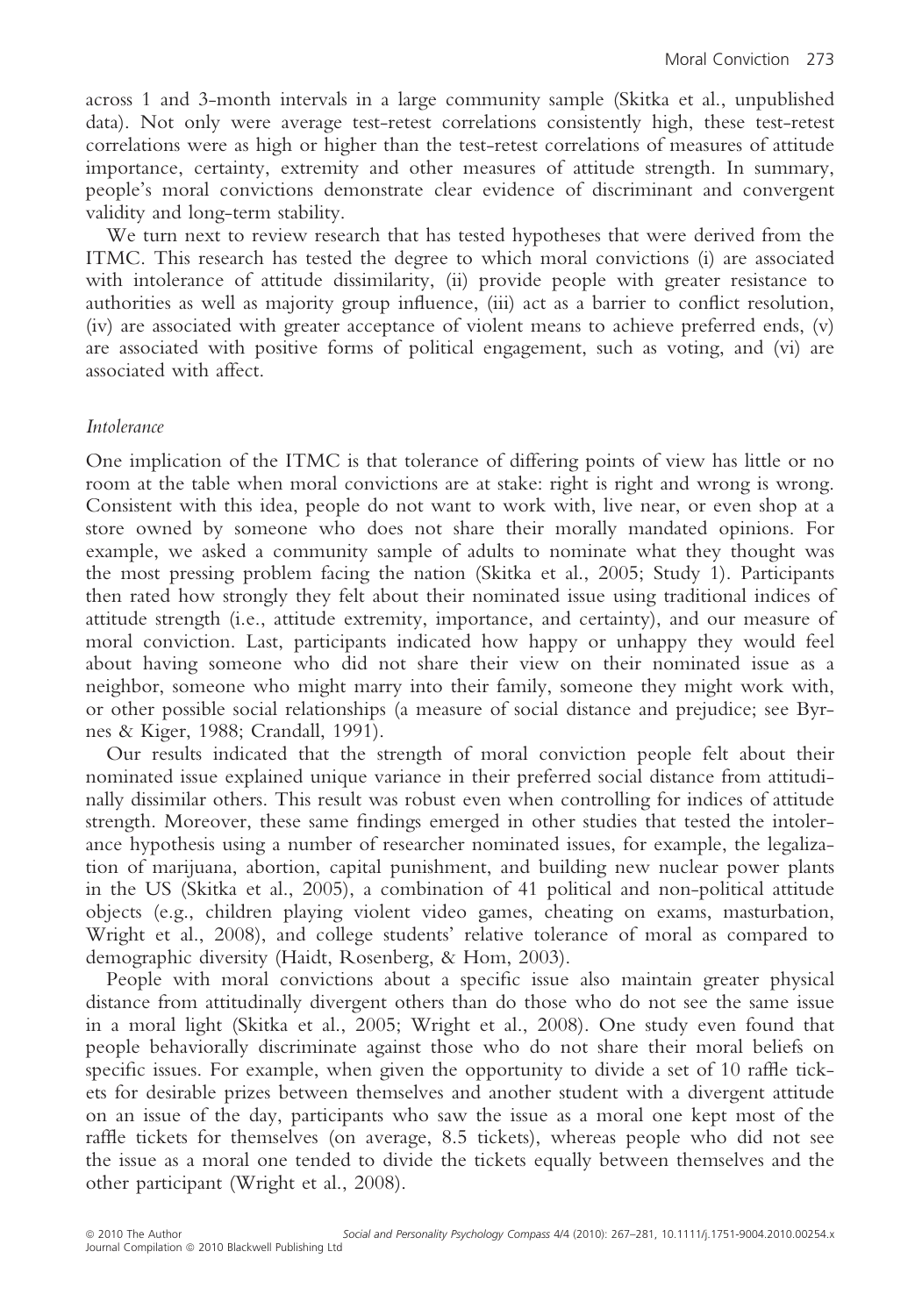across 1 and 3-month intervals in a large community sample (Skitka et al., unpublished data). Not only were average test-retest correlations consistently high, these test-retest correlations were as high or higher than the test-retest correlations of measures of attitude importance, certainty, extremity and other measures of attitude strength. In summary, people's moral convictions demonstrate clear evidence of discriminant and convergent validity and long-term stability.

We turn next to review research that has tested hypotheses that were derived from the ITMC. This research has tested the degree to which moral convictions (i) are associated with intolerance of attitude dissimilarity, (ii) provide people with greater resistance to authorities as well as majority group influence, (iii) act as a barrier to conflict resolution, (iv) are associated with greater acceptance of violent means to achieve preferred ends, (v) are associated with positive forms of political engagement, such as voting, and (vi) are associated with affect.

### *Intolerance*

One implication of the ITMC is that tolerance of differing points of view has little or no room at the table when moral convictions are at stake: right is right and wrong is wrong. Consistent with this idea, people do not want to work with, live near, or even shop at a store owned by someone who does not share their morally mandated opinions. For example, we asked a community sample of adults to nominate what they thought was the most pressing problem facing the nation (Skitka et al., 2005; Study 1). Participants then rated how strongly they felt about their nominated issue using traditional indices of attitude strength (i.e., attitude extremity, importance, and certainty), and our measure of moral conviction. Last, participants indicated how happy or unhappy they would feel about having someone who did not share their view on their nominated issue as a neighbor, someone who might marry into their family, someone they might work with, or other possible social relationships (a measure of social distance and prejudice; see Byrnes & Kiger, 1988; Crandall, 1991).

Our results indicated that the strength of moral conviction people felt about their nominated issue explained unique variance in their preferred social distance from attitudinally dissimilar others. This result was robust even when controlling for indices of attitude strength. Moreover, these same findings emerged in other studies that tested the intolerance hypothesis using a number of researcher nominated issues, for example, the legalization of marijuana, abortion, capital punishment, and building new nuclear power plants in the US (Skitka et al., 2005), a combination of 41 political and non-political attitude objects (e.g., children playing violent video games, cheating on exams, masturbation, Wright et al., 2008), and college students' relative tolerance of moral as compared to demographic diversity (Haidt, Rosenberg, & Hom, 2003).

People with moral convictions about a specific issue also maintain greater physical distance from attitudinally divergent others than do those who do not see the same issue in a moral light (Skitka et al., 2005; Wright et al., 2008). One study even found that people behaviorally discriminate against those who do not share their moral beliefs on specific issues. For example, when given the opportunity to divide a set of 10 raffle tickets for desirable prizes between themselves and another student with a divergent attitude on an issue of the day, participants who saw the issue as a moral one kept most of the raffle tickets for themselves (on average, 8.5 tickets), whereas people who did not see the issue as a moral one tended to divide the tickets equally between themselves and the other participant (Wright et al., 2008).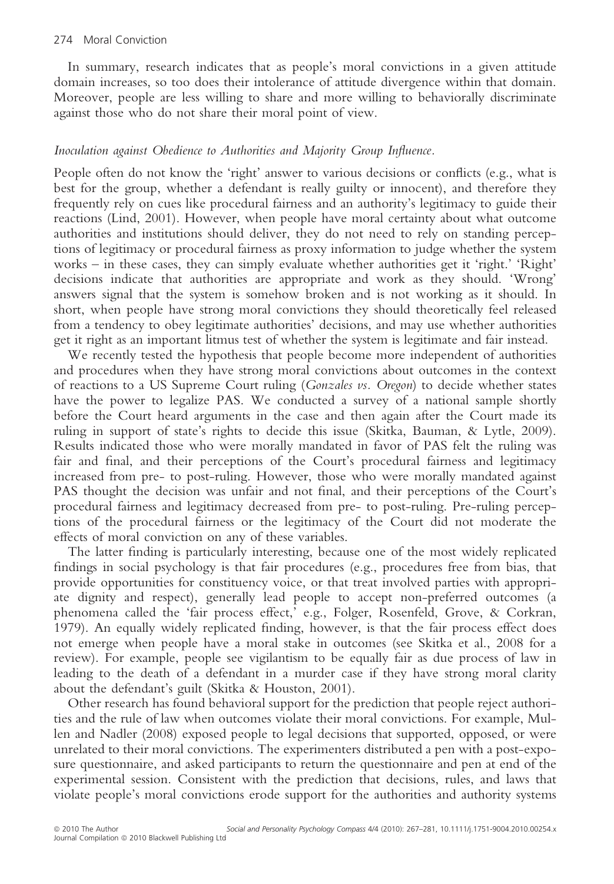In summary, research indicates that as people's moral convictions in a given attitude domain increases, so too does their intolerance of attitude divergence within that domain. Moreover, people are less willing to share and more willing to behaviorally discriminate against those who do not share their moral point of view.

*Inoculation against Obedience to Authorities and Majority Group Influence.*

People often do not know the 'right' answer to various decisions or conflicts (e.g., what is best for the group, whether a defendant is really guilty or innocent), and therefore they frequently rely on cues like procedural fairness and an authority's legitimacy to guide their reactions (Lind, 2001). However, when people have moral certainty about what outcome authorities and institutions should deliver, they do not need to rely on standing perceptions of legitimacy or procedural fairness as proxy information to judge whether the system works – in these cases, they can simply evaluate whether authorities get it 'right.' 'Right' decisions indicate that authorities are appropriate and work as they should. 'Wrong' answers signal that the system is somehow broken and is not working as it should. In short, when people have strong moral convictions they should theoretically feel released from a tendency to obey legitimate authorities' decisions, and may use whether authorities get it right as an important litmus test of whether the system is legitimate and fair instead.

We recently tested the hypothesis that people become more independent of authorities and procedures when they have strong moral convictions about outcomes in the context of reactions to a US Supreme Court ruling (*Gonzales vs. Oregon*) to decide whether states have the power to legalize PAS. We conducted a survey of a national sample shortly before the Court heard arguments in the case and then again after the Court made its ruling in support of state's rights to decide this issue (Skitka, Bauman, & Lytle, 2009). Results indicated those who were morally mandated in favor of PAS felt the ruling was fair and final, and their perceptions of the Court's procedural fairness and legitimacy increased from pre- to post-ruling. However, those who were morally mandated against PAS thought the decision was unfair and not final, and their perceptions of the Court's procedural fairness and legitimacy decreased from pre- to post-ruling. Pre-ruling perceptions of the procedural fairness or the legitimacy of the Court did not moderate the effects of moral conviction on any of these variables.

The latter finding is particularly interesting, because one of the most widely replicated findings in social psychology is that fair procedures (e.g., procedures free from bias, that provide opportunities for constituency voice, or that treat involved parties with appropriate dignity and respect), generally lead people to accept non-preferred outcomes (a phenomena called the 'fair process effect,' e.g., Folger, Rosenfeld, Grove, & Corkran, 1979). An equally widely replicated finding, however, is that the fair process effect does not emerge when people have a moral stake in outcomes (see Skitka et al., 2008 for a review). For example, people see vigilantism to be equally fair as due process of law in leading to the death of a defendant in a murder case if they have strong moral clarity about the defendant's guilt (Skitka & Houston, 2001).

Other research has found behavioral support for the prediction that people reject authorities and the rule of law when outcomes violate their moral convictions. For example, Mullen and Nadler (2008) exposed people to legal decisions that supported, opposed, or were unrelated to their moral convictions. The experimenters distributed a pen with a post-exposure questionnaire, and asked participants to return the questionnaire and pen at end of the experimental session. Consistent with the prediction that decisions, rules, and laws that violate people's moral convictions erode support for the authorities and authority systems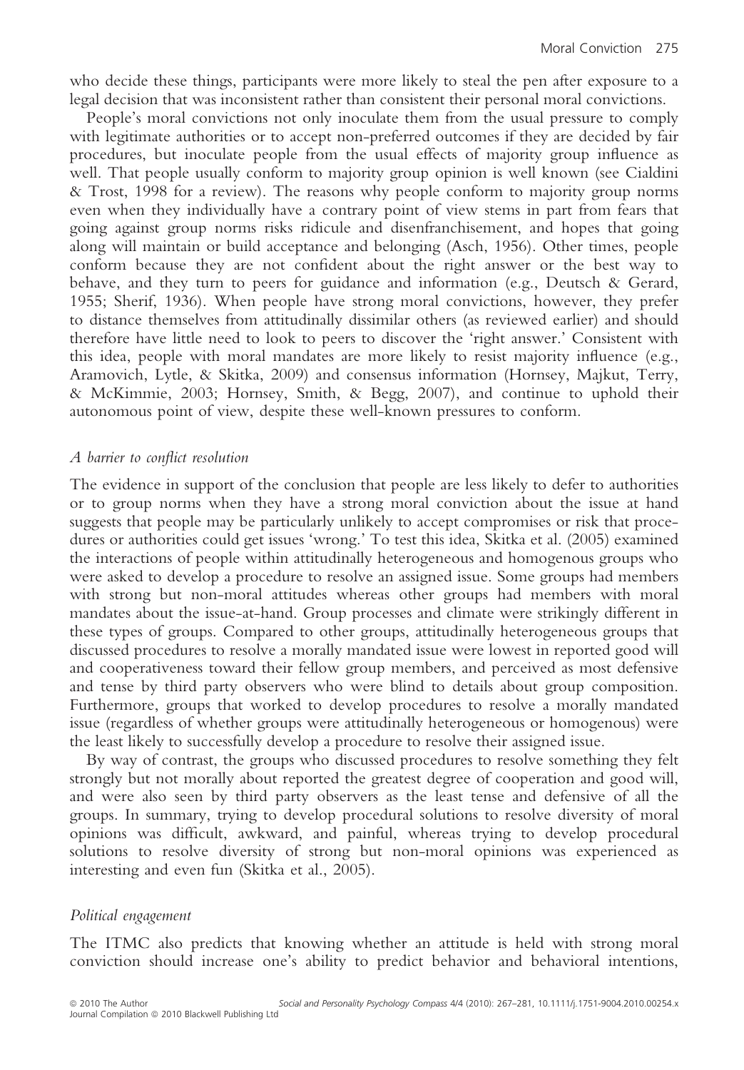who decide these things, participants were more likely to steal the pen after exposure to a legal decision that was inconsistent rather than consistent their personal moral convictions.

People's moral convictions not only inoculate them from the usual pressure to comply with legitimate authorities or to accept non-preferred outcomes if they are decided by fair procedures, but inoculate people from the usual effects of majority group influence as well. That people usually conform to majority group opinion is well known (see Cialdini & Trost, 1998 for a review). The reasons why people conform to majority group norms even when they individually have a contrary point of view stems in part from fears that going against group norms risks ridicule and disenfranchisement, and hopes that going along will maintain or build acceptance and belonging (Asch, 1956). Other times, people conform because they are not confident about the right answer or the best way to behave, and they turn to peers for guidance and information (e.g., Deutsch & Gerard, 1955; Sherif, 1936). When people have strong moral convictions, however, they prefer to distance themselves from attitudinally dissimilar others (as reviewed earlier) and should therefore have little need to look to peers to discover the 'right answer.' Consistent with this idea, people with moral mandates are more likely to resist majority influence (e.g., Aramovich, Lytle, & Skitka, 2009) and consensus information (Hornsey, Majkut, Terry, & McKimmie, 2003; Hornsey, Smith, & Begg, 2007), and continue to uphold their autonomous point of view, despite these well-known pressures to conform.

*A barrier to conflict resolution*

The evidence in support of the conclusion that people are less likely to defer to authorities or to group norms when they have a strong moral conviction about the issue at hand suggests that people may be particularly unlikely to accept compromises or risk that procedures or authorities could get issues 'wrong.' To test this idea, Skitka et al. (2005) examined the interactions of people within attitudinally heterogeneous and homogenous groups who were asked to develop a procedure to resolve an assigned issue. Some groups had members with strong but non-moral attitudes whereas other groups had members with moral mandates about the issue-at-hand. Group processes and climate were strikingly different in these types of groups. Compared to other groups, attitudinally heterogeneous groups that discussed procedures to resolve a morally mandated issue were lowest in reported good will and cooperativeness toward their fellow group members, and perceived as most defensive and tense by third party observers who were blind to details about group composition. Furthermore, groups that worked to develop procedures to resolve a morally mandated issue (regardless of whether groups were attitudinally heterogeneous or homogenous) were the least likely to successfully develop a procedure to resolve their assigned issue.

By way of contrast, the groups who discussed procedures to resolve something they felt strongly but not morally about reported the greatest degree of cooperation and good will, and were also seen by third party observers as the least tense and defensive of all the groups. In summary, trying to develop procedural solutions to resolve diversity of moral opinions was difficult, awkward, and painful, whereas trying to develop procedural solutions to resolve diversity of strong but non-moral opinions was experienced as interesting and even fun (Skitka et al., 2005).

*Political engagement*

The ITMC also predicts that knowing whether an attitude is held with strong moral conviction should increase one's ability to predict behavior and behavioral intentions,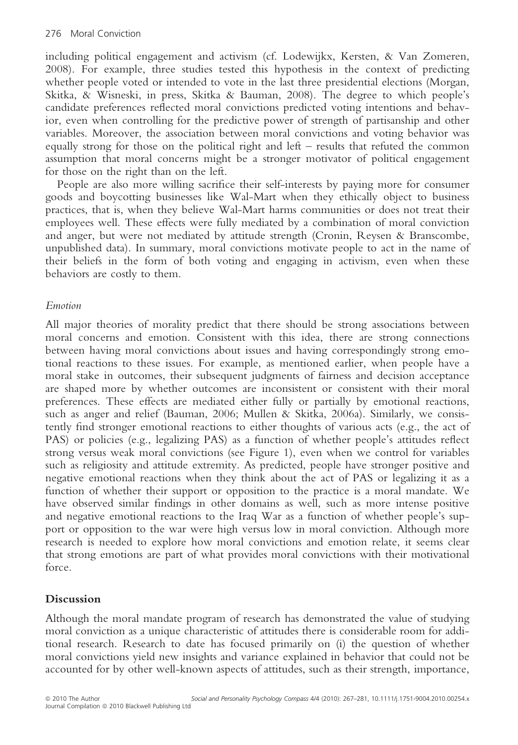including political engagement and activism (cf. Lodewijkx, Kersten, & Van Zomeren, 2008). For example, three studies tested this hypothesis in the context of predicting whether people voted or intended to vote in the last three presidential elections (Morgan, Skitka, & Wisneski, in press, Skitka & Bauman, 2008). The degree to which people's candidate preferences reflected moral convictions predicted voting intentions and behavior, even when controlling for the predictive power of strength of partisanship and other variables. Moreover, the association between moral convictions and voting behavior was equally strong for those on the political right and left – results that refuted the common assumption that moral concerns might be a stronger motivator of political engagement for those on the right than on the left.

People are also more willing sacrifice their self-interests by paying more for consumer goods and boycotting businesses like Wal-Mart when they ethically object to business practices, that is, when they believe Wal-Mart harms communities or does not treat their employees well. These effects were fully mediated by a combination of moral conviction and anger, but were not mediated by attitude strength (Cronin, Reysen & Branscombe, unpublished data). In summary, moral convictions motivate people to act in the name of their beliefs in the form of both voting and engaging in activism, even when these behaviors are costly to them.

*Emotion*

All major theories of morality predict that there should be strong associations between moral concerns and emotion. Consistent with this idea, there are strong connections between having moral convictions about issues and having correspondingly strong emotional reactions to these issues. For example, as mentioned earlier, when people have a moral stake in outcomes, their subsequent judgments of fairness and decision acceptance are shaped more by whether outcomes are inconsistent or consistent with their moral preferences. These effects are mediated either fully or partially by emotional reactions, such as anger and relief (Bauman, 2006; Mullen & Skitka, 2006a). Similarly, we consistently find stronger emotional reactions to either thoughts of various acts (e.g., the act of PAS) or policies (e.g., legalizing PAS) as a function of whether people's attitudes reflect strong versus weak moral convictions (see Figure 1), even when we control for variables such as religiosity and attitude extremity. As predicted, people have stronger positive and negative emotional reactions when they think about the act of PAS or legalizing it as a function of whether their support or opposition to the practice is a moral mandate. We have observed similar findings in other domains as well, such as more intense positive and negative emotional reactions to the Iraq War as a function of whether people's support or opposition to the war were high versus low in moral conviction. Although more research is needed to explore how moral convictions and emotion relate, it seems clear that strong emotions are part of what provides moral convictions with their motivational force.

## Discussion

Although the moral mandate program of research has demonstrated the value of studying moral conviction as a unique characteristic of attitudes there is considerable room for additional research. Research to date has focused primarily on (i) the question of whether moral convictions yield new insights and variance explained in behavior that could not be accounted for by other well-known aspects of attitudes, such as their strength, importance,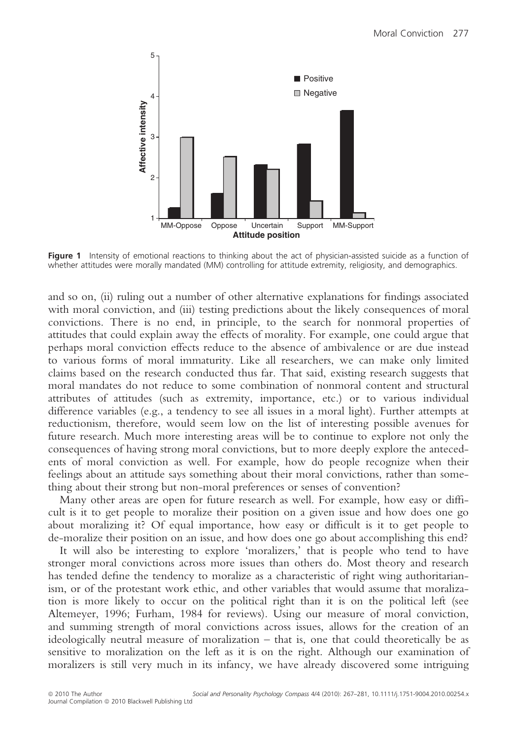5

4

3

2

1

Affective intensity

Positive

Negative

MM-Oppose

Oppose

Uncertain

Support

MM-Support

Attitude position

**Figure 1** Intensity of emotional reactions to thinking about the act of physician-assisted suicide as a function of whether attitudes were morally mandated (MM) controlling for attitude extremity, religiosity, and demographics.

and so on, (ii) ruling out a number of other alternative explanations for findings associated with moral conviction, and (iii) testing predictions about the likely consequences of moral convictions. There is no end, in principle, to the search for nonmoral properties of attitudes that could explain away the effects of morality. For example, one could argue that perhaps moral conviction effects reduce to the absence of ambivalence or are due instead to various forms of moral immaturity. Like all researchers, we can make only limited claims based on the research conducted thus far. That said, existing research suggests that moral mandates do not reduce to some combination of nonmoral content and structural attributes of attitudes (such as extremity, importance, etc.) or to various individual difference variables (e.g., a tendency to see all issues in a moral light). Further attempts at reductionism, therefore, would seem low on the list of interesting possible avenues for future research. Much more interesting areas will be to continue to explore not only the consequences of having strong moral convictions, but to more deeply explore the antecedents of moral conviction as well. For example, how do people recognize when their feelings about an attitude says something about their moral convictions, rather than something about their strong but non-moral preferences or senses of convention?

Many other areas are open for future research as well. For example, how easy or difficult is it to get people to moralize their position on a given issue and how does one go about moralizing it? Of equal importance, how easy or difficult is it to get people to de-moralize their position on an issue, and how does one go about accomplishing this end?

It will also be interesting to explore 'moralizers,' that is people who tend to have stronger moral convictions across more issues than others do. Most theory and research has tended define the tendency to moralize as a characteristic of right wing authoritarianism, or of the protestant work ethic, and other variables that would assume that moralization is more likely to occur on the political right than it is on the political left (see Altemeyer, 1996; Furham, 1984 for reviews). Using our measure of moral conviction, and summing strength of moral convictions across issues, allows for the creation of an ideologically neutral measure of moralization – that is, one that could theoretically be as sensitive to moralization on the left as it is on the right. Although our examination of moralizers is still very much in its infancy, we have already discovered some intriguing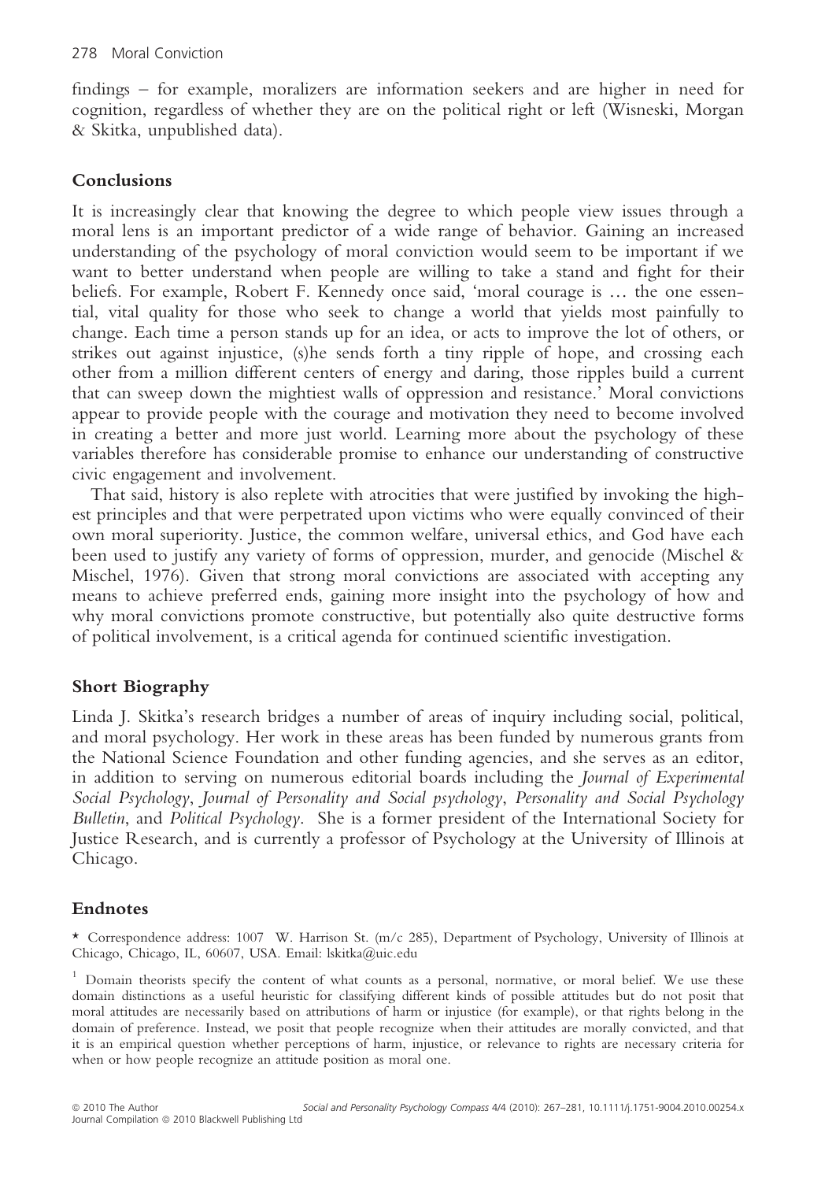findings – for example, moralizers are information seekers and are higher in need for cognition, regardless of whether they are on the political right or left (Wisneski, Morgan & Skitka, unpublished data).

## Conclusions

It is increasingly clear that knowing the degree to which people view issues through a moral lens is an important predictor of a wide range of behavior. Gaining an increased understanding of the psychology of moral conviction would seem to be important if we want to better understand when people are willing to take a stand and fight for their beliefs. For example, Robert F. Kennedy once said, 'moral courage is … the one essential, vital quality for those who seek to change a world that yields most painfully to change. Each time a person stands up for an idea, or acts to improve the lot of others, or strikes out against injustice, (s)he sends forth a tiny ripple of hope, and crossing each other from a million different centers of energy and daring, those ripples build a current that can sweep down the mightiest walls of oppression and resistance.' Moral convictions appear to provide people with the courage and motivation they need to become involved in creating a better and more just world. Learning more about the psychology of these variables therefore has considerable promise to enhance our understanding of constructive civic engagement and involvement.

That said, history is also replete with atrocities that were justified by invoking the highest principles and that were perpetrated upon victims who were equally convinced of their own moral superiority. Justice, the common welfare, universal ethics, and God have each been used to justify any variety of forms of oppression, murder, and genocide (Mischel & Mischel, 1976). Given that strong moral convictions are associated with accepting any means to achieve preferred ends, gaining more insight into the psychology of how and why moral convictions promote constructive, but potentially also quite destructive forms of political involvement, is a critical agenda for continued scientific investigation.

## Short Biography

Linda J. Skitka's research bridges a number of areas of inquiry including social, political, and moral psychology. Her work in these areas has been funded by numerous grants from the National Science Foundation and other funding agencies, and she serves as an editor, in addition to serving on numerous editorial boards including the *Journal of Experimental Social Psychology*, *Journal of Personality and Social psychology*, *Personality and Social Psychology Bulletin*, and *Political Psychology*. She is a former president of the International Society for Justice Research, and is currently a professor of Psychology at the University of Illinois at Chicago.

## Endnotes

\* Correspondence address: 1007 W. Harrison St. (m/c 285), Department of Psychology, University of Illinois at Chicago, Chicago, IL, 60607, USA. Email: lskitka@uic.edu

[1] Domain theorists specify the content of what counts as a personal, normative, or moral belief. We use these domain distinctions as a useful heuristic for classifying different kinds of possible attitudes but do not posit that moral attitudes are necessarily based on attributions of harm or injustice (for example), or that rights belong in the domain of preference. Instead, we posit that people recognize when their attitudes are morally convicted, and that it is an empirical question whether perceptions of harm, injustice, or relevance to rights are necessary criteria for when or how people recognize an attitude position as moral one.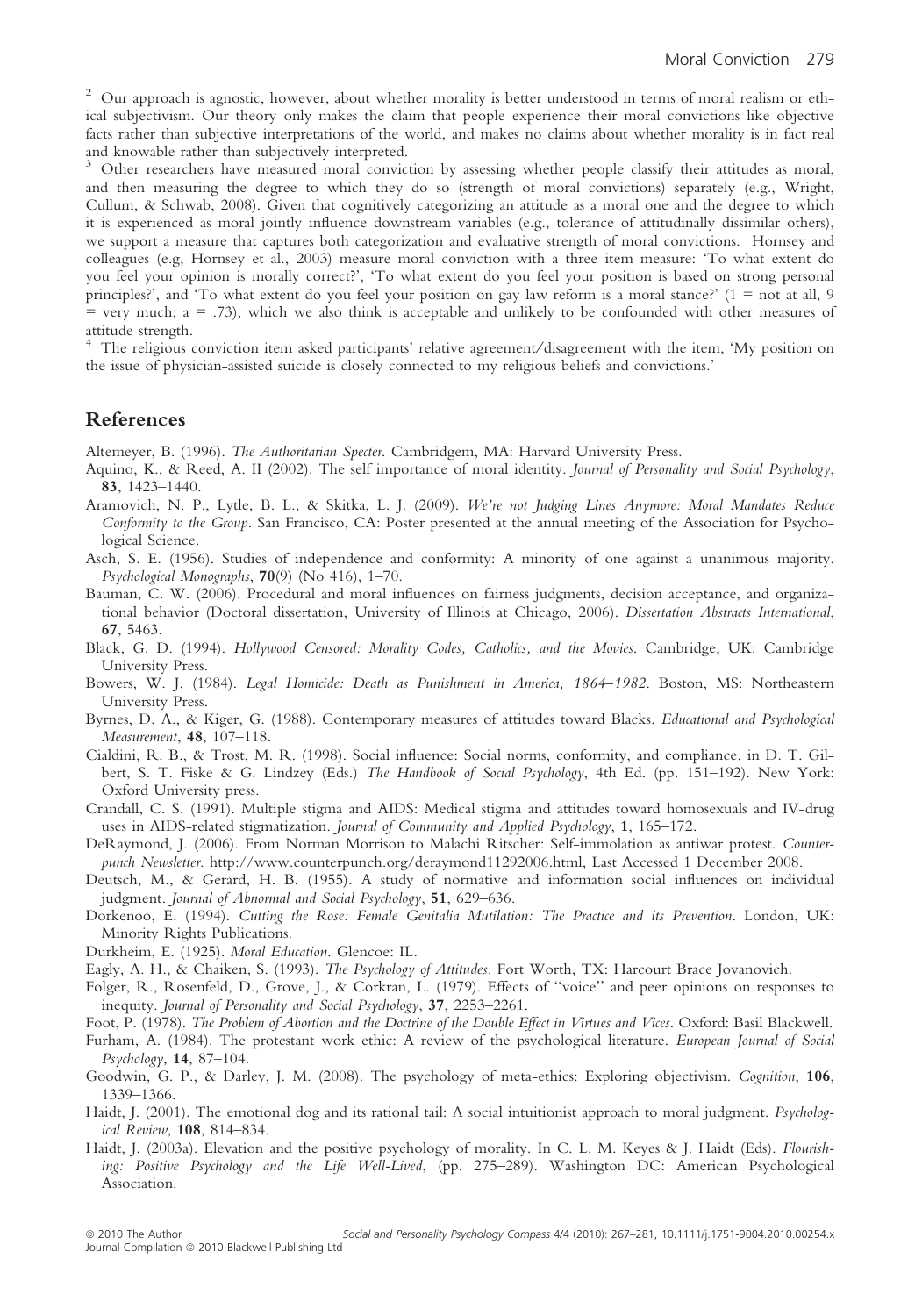[2] Our approach is agnostic, however, about whether morality is better understood in terms of moral realism or ethical subjectivism. Our theory only makes the claim that people experience their moral convictions like objective facts rather than subjective interpretations of the world, and makes no claims about whether morality is in fact real and knowable rather than subjectively interpreted.

[3] Other researchers have measured moral conviction by assessing whether people classify their attitudes as moral, and then measuring the degree to which they do so (strength of moral convictions) separately (e.g., Wright, Cullum, & Schwab, 2008). Given that cognitively categorizing an attitude as a moral one and the degree to which it is experienced as moral jointly influence downstream variables (e.g., tolerance of attitudinally dissimilar others), we support a measure that captures both categorization and evaluative strength of moral convictions. Hornsey and colleagues (e.g, Hornsey et al., 2003) measure moral conviction with a three item measure: 'To what extent do you feel your opinion is morally correct?', 'To what extent do you feel your position is based on strong personal principles?', and 'To what extent do you feel your position on gay law reform is a moral stance?' (1 = not at all, 9 = very much; a = .73), which we also think is acceptable and unlikely to be confounded with other measures of attitude strength.

[4] The religious conviction item asked participants' relative agreement/disagreement with the item, 'My position on the issue of physician-assisted suicide is closely connected to my religious beliefs and convictions.'

## References

Altemeyer, B. (1996). *The Authoritarian Specter*. Cambridgem, MA: Harvard University Press.

Aquino, K., & Reed, A. II (2002). The self importance of moral identity. *Journal of Personality and Social Psychology*, **83**, 1423–1440.

Aramovich, N. P., Lytle, B. L., & Skitka, L. J. (2009). *We're not Judging Lines Anymore: Moral Mandates Reduce Conformity to the Group*. San Francisco, CA: Poster presented at the annual meeting of the Association for Psychological Science.

Asch, S. E. (1956). Studies of independence and conformity: A minority of one against a unanimous majority. *Psychological Monographs*, **70**(9) (No 416), 1–70.

Bauman, C. W. (2006). Procedural and moral influences on fairness judgments, decision acceptance, and organizational behavior (Doctoral dissertation, University of Illinois at Chicago, 2006). *Dissertation Abstracts International*, **67**, 5463.

Black, G. D. (1994). *Hollywood Censored: Morality Codes, Catholics, and the Movies*. Cambridge, UK: Cambridge University Press.

Bowers, W. J. (1984). *Legal Homicide: Death as Punishment in America, 1864–1982*. Boston, MS: Northeastern University Press.

Byrnes, D. A., & Kiger, G. (1988). Contemporary measures of attitudes toward Blacks. *Educational and Psychological Measurement*, **48**, 107–118.

Cialdini, R. B., & Trost, M. R. (1998). Social influence: Social norms, conformity, and compliance. in D. T. Gilbert, S. T. Fiske & G. Lindzey (Eds.) *The Handbook of Social Psychology*, 4th Ed. (pp. 151–192). New York: Oxford University press.

Crandall, C. S. (1991). Multiple stigma and AIDS: Medical stigma and attitudes toward homosexuals and IV-drug uses in AIDS-related stigmatization. *Journal of Community and Applied Psychology*, **1**, 165–172.

DeRaymond, J. (2006). From Norman Morrison to Malachi Ritscher: Self-immolation as antiwar protest. *Counterpunch Newsletter*. http://www.counterpunch.org/deraymond11292006.html, Last Accessed 1 December 2008.

Deutsch, M., & Gerard, H. B. (1955). A study of normative and information social influences on individual judgment. *Journal of Abnormal and Social Psychology*, **51**, 629–636.

Dorkenoo, E. (1994). *Cutting the Rose: Female Genitalia Mutilation: The Practice and its Prevention*. London, UK: Minority Rights Publications.

Durkheim, E. (1925). *Moral Education*. Glencoe: IL.

Eagly, A. H., & Chaiken, S. (1993). *The Psychology of Attitudes*. Fort Worth, TX: Harcourt Brace Jovanovich.

Folger, R., Rosenfeld, D., Grove, J., & Corkran, L. (1979). Effects of ''voice'' and peer opinions on responses to inequity. *Journal of Personality and Social Psychology*, **37**, 2253–2261.

Foot, P. (1978). *The Problem of Abortion and the Doctrine of the Double Effect in Virtues and Vices*. Oxford: Basil Blackwell.

Furham, A. (1984). The protestant work ethic: A review of the psychological literature. *European Journal of Social Psychology*, **14**, 87–104.

Goodwin, G. P., & Darley, J. M. (2008). The psychology of meta-ethics: Exploring objectivism. *Cognition*, **106**, 1339–1366.

Haidt, J. (2001). The emotional dog and its rational tail: A social intuitionist approach to moral judgment. *Psychological Review*, **108**, 814–834.

Haidt, J. (2003a). Elevation and the positive psychology of morality. In C. L. M. Keyes & J. Haidt (Eds). *Flourishing: Positive Psychology and the Life Well-Lived*, (pp. 275–289). Washington DC: American Psychological Association.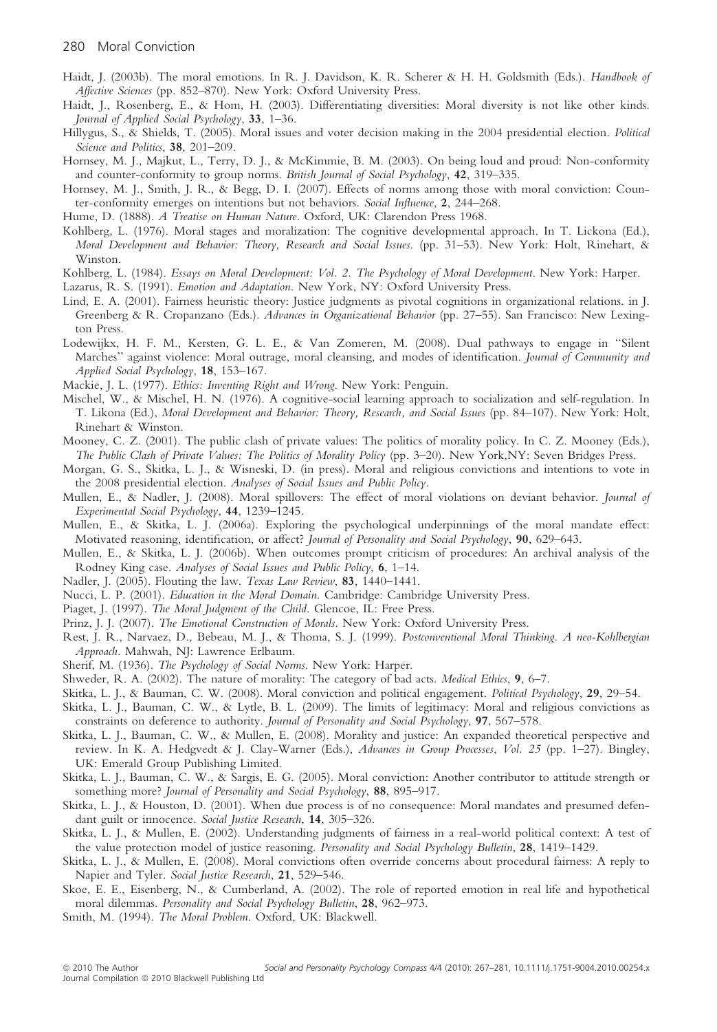Haidt, J. (2003b). The moral emotions. In R. J. Davidson, K. R. Scherer & H. H. Goldsmith (Eds.). *Handbook of Affective Sciences* (pp. 852–870). New York: Oxford University Press.

Haidt, J., Rosenberg, E., & Hom, H. (2003). Differentiating diversities: Moral diversity is not like other kinds. *Journal of Applied Social Psychology*, **33**, 1–36.

Hillygus, S., & Shields, T. (2005). Moral issues and voter decision making in the 2004 presidential election. *Political Science and Politics*, **38**, 201–209.

Hornsey, M. J., Majkut, L., Terry, D. J., & McKimmie, B. M. (2003). On being loud and proud: Non-conformity and counter-conformity to group norms. *British Journal of Social Psychology*, **42**, 319–335.

Hornsey, M. J., Smith, J. R., & Begg, D. I. (2007). Effects of norms among those with moral conviction: Counter-conformity emerges on intentions but not behaviors. *Social Influence*, **2**, 244–268.

Hume, D. (1888). *A Treatise on Human Nature*. Oxford, UK: Clarendon Press 1968.

Kohlberg, L. (1976). Moral stages and moralization: The cognitive developmental approach. In T. Lickona (Ed.), *Moral Development and Behavior: Theory, Research and Social Issues*. (pp. 31–53). New York: Holt, Rinehart, & Winston.

Kohlberg, L. (1984). *Essays on Moral Development: Vol. 2. The Psychology of Moral Development*. New York: Harper.

Lazarus, R. S. (1991). *Emotion and Adaptation*. New York, NY: Oxford University Press.

Lind, E. A. (2001). Fairness heuristic theory: Justice judgments as pivotal cognitions in organizational relations. in J. Greenberg & R. Cropanzano (Eds.). *Advances in Organizational Behavior* (pp. 27–55). San Francisco: New Lexington Press.

Lodewijkx, H. F. M., Kersten, G. L. E., & Van Zomeren, M. (2008). Dual pathways to engage in ''Silent Marches'' against violence: Moral outrage, moral cleansing, and modes of identification. *Journal of Community and Applied Social Psychology*, **18**, 153–167.

Mackie, J. L. (1977). *Ethics: Inventing Right and Wrong*. New York: Penguin.

Mischel, W., & Mischel, H. N. (1976). A cognitive-social learning approach to socialization and self-regulation. In T. Likona (Ed.), *Moral Development and Behavior: Theory, Research, and Social Issues* (pp. 84–107). New York: Holt, Rinehart & Winston.

Mooney, C. Z. (2001). The public clash of private values: The politics of morality policy. In C. Z. Mooney (Eds.), *The Public Clash of Private Values: The Politics of Morality Policy* (pp. 3–20). New York,NY: Seven Bridges Press.

Morgan, G. S., Skitka, L. J., & Wisneski, D. (in press). Moral and religious convictions and intentions to vote in the 2008 presidential election. *Analyses of Social Issues and Public Policy*.

Mullen, E., & Nadler, J. (2008). Moral spillovers: The effect of moral violations on deviant behavior. *Journal of Experimental Social Psychology*, **44**, 1239–1245.

Mullen, E., & Skitka, L. J. (2006a). Exploring the psychological underpinnings of the moral mandate effect: Motivated reasoning, identification, or affect? *Journal of Personality and Social Psychology*, **90**, 629–643.

Mullen, E., & Skitka, L. J. (2006b). When outcomes prompt criticism of procedures: An archival analysis of the Rodney King case. *Analyses of Social Issues and Public Policy*, **6**, 1–14.

Nadler, J. (2005). Flouting the law. *Texas Law Review*, **83**, 1440–1441.

Nucci, L. P. (2001). *Education in the Moral Domain*. Cambridge: Cambridge University Press.

Piaget, J. (1997). *The Moral Judgment of the Child*. Glencoe, IL: Free Press.

Prinz, J. J. (2007). *The Emotional Construction of Morals*. New York: Oxford University Press.

Rest, J. R., Narvaez, D., Bebeau, M. J., & Thoma, S. J. (1999). *Postconventional Moral Thinking. A neo-Kohlbergian Approach*. Mahwah, NJ: Lawrence Erlbaum.

Sherif, M. (1936). *The Psychology of Social Norms*. New York: Harper.

Shweder, R. A. (2002). The nature of morality: The category of bad acts. *Medical Ethics*, **9**, 6–7.

Skitka, L. J., & Bauman, C. W. (2008). Moral conviction and political engagement. *Political Psychology*, **29**, 29–54.

Skitka, L. J., Bauman, C. W., & Lytle, B. L. (2009). The limits of legitimacy: Moral and religious convictions as constraints on deference to authority. *Journal of Personality and Social Psychology*, **97**, 567–578.

Skitka, L. J., Bauman, C. W., & Mullen, E. (2008). Morality and justice: An expanded theoretical perspective and review. In K. A. Hedgvedt & J. Clay-Warner (Eds.), *Advances in Group Processes*, *Vol. 25* (pp. 1–27). Bingley, UK: Emerald Group Publishing Limited.

Skitka, L. J., Bauman, C. W., & Sargis, E. G. (2005). Moral conviction: Another contributor to attitude strength or something more? *Journal of Personality and Social Psychology*, **88**, 895–917.

Skitka, L. J., & Houston, D. (2001). When due process is of no consequence: Moral mandates and presumed defendant guilt or innocence. *Social Justice Research*, **14**, 305–326.

Skitka, L. J., & Mullen, E. (2002). Understanding judgments of fairness in a real-world political context: A test of the value protection model of justice reasoning. *Personality and Social Psychology Bulletin*, **28**, 1419–1429.

Skitka, L. J., & Mullen, E. (2008). Moral convictions often override concerns about procedural fairness: A reply to Napier and Tyler. *Social Justice Research*, **21**, 529–546.

Skoe, E. E., Eisenberg, N., & Cumberland, A. (2002). The role of reported emotion in real life and hypothetical moral dilemmas. *Personality and Social Psychology Bulletin*, **28**, 962–973.

Smith, M. (1994). *The Moral Problem*. Oxford, UK: Blackwell.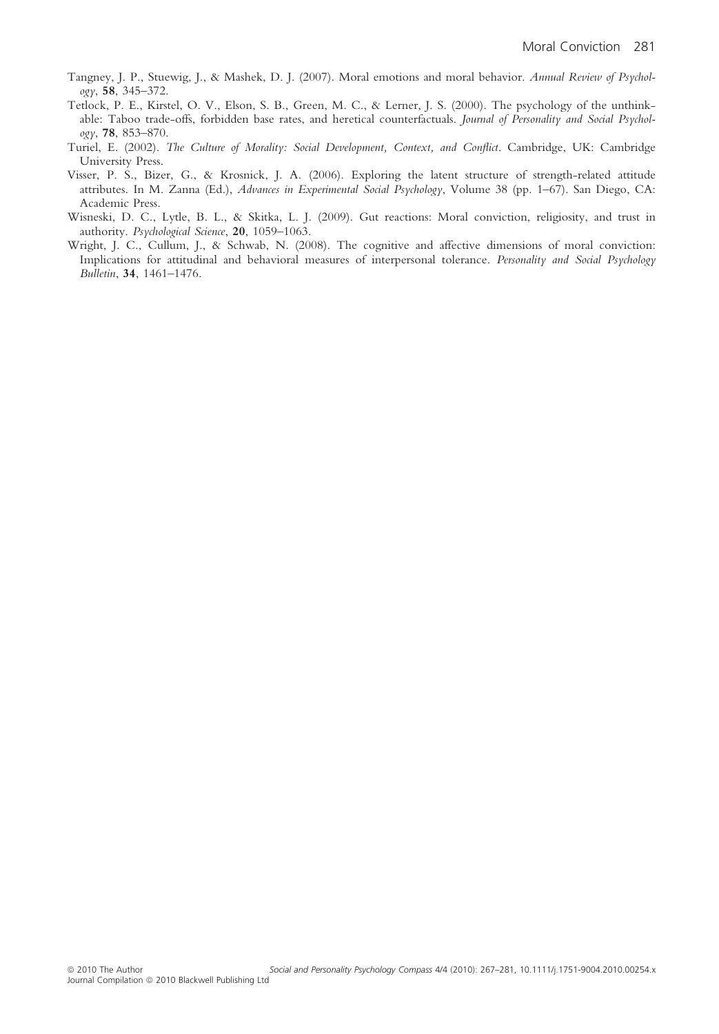Tangney, J. P., Stuewig, J., & Mashek, D. J. (2007). Moral emotions and moral behavior. *Annual Review of Psychology*, **58**, 345–372.

Tetlock, P. E., Kirstel, O. V., Elson, S. B., Green, M. C., & Lerner, J. S. (2000). The psychology of the unthinkable: Taboo trade-offs, forbidden base rates, and heretical counterfactuals. *Journal of Personality and Social Psychology*, **78**, 853–870.

Turiel, E. (2002). *The Culture of Morality: Social Development, Context, and Conflict*. Cambridge, UK: Cambridge University Press.

Visser, P. S., Bizer, G., & Krosnick, J. A. (2006). Exploring the latent structure of strength-related attitude attributes. In M. Zanna (Ed.), *Advances in Experimental Social Psychology*, Volume 38 (pp. 1–67). San Diego, CA: Academic Press.

Wisneski, D. C., Lytle, B. L., & Skitka, L. J. (2009). Gut reactions: Moral conviction, religiosity, and trust in authority. *Psychological Science*, **20**, 1059–1063.

Wright, J. C., Cullum, J., & Schwab, N. (2008). The cognitive and affective dimensions of moral conviction: Implications for attitudinal and behavioral measures of interpersonal tolerance. *Personality and Social Psychology Bulletin*, **34**, 1461–1476.